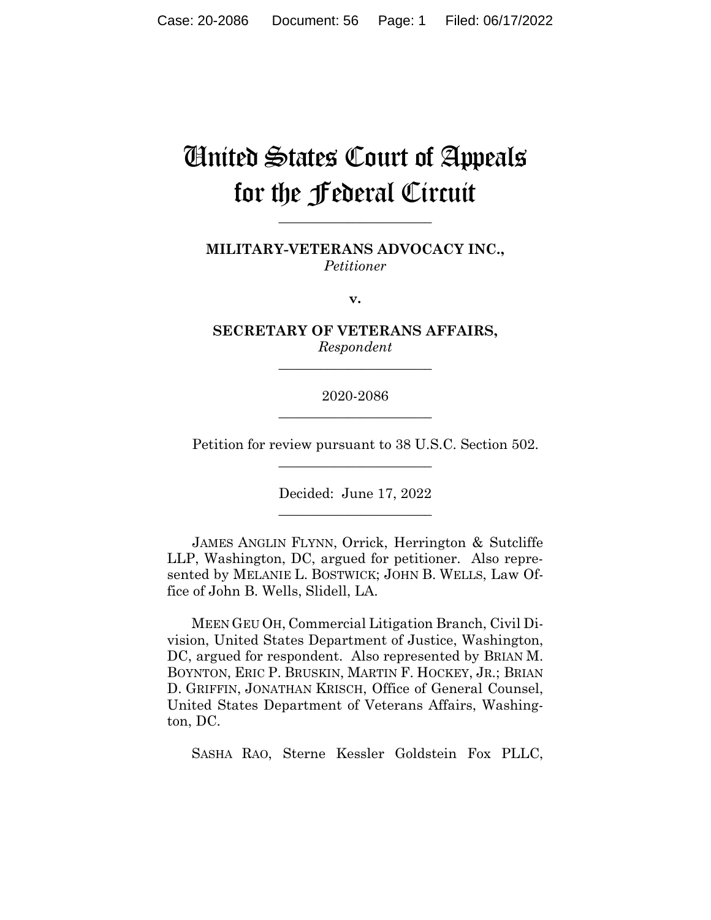# United States Court of Appeals for the Federal Circuit

______________________

**MILITARY-VETERANS ADVOCACY INC.,**
*Petitioner*

**v.**

**SECRETARY OF VETERANS AFFAIRS,**
*Respondent*

______________________

2020-2086

______________________

Petition for review pursuant to 38 U.S.C. Section 502.

______________________

Decided: June 17, 2022

______________________

JAMES ANGLIN FLYNN, Orrick, Herrington & Sutcliffe LLP, Washington, DC, argued for petitioner. Also represented by MELANIE L. BOSTWICK; JOHN B. WELLS, Law Office of John B. Wells, Slidell, LA.

MEEN GEU OH, Commercial Litigation Branch, Civil Division, United States Department of Justice, Washington, DC, argued for respondent. Also represented by BRIAN M. BOYNTON, ERIC P. BRUSKIN, MARTIN F. HOCKEY, JR.; BRIAN D. GRIFFIN, JONATHAN KRISCH, Office of General Counsel, United States Department of Veterans Affairs, Washington, DC.

SASHA RAO, Sterne Kessler Goldstein Fox PLLC,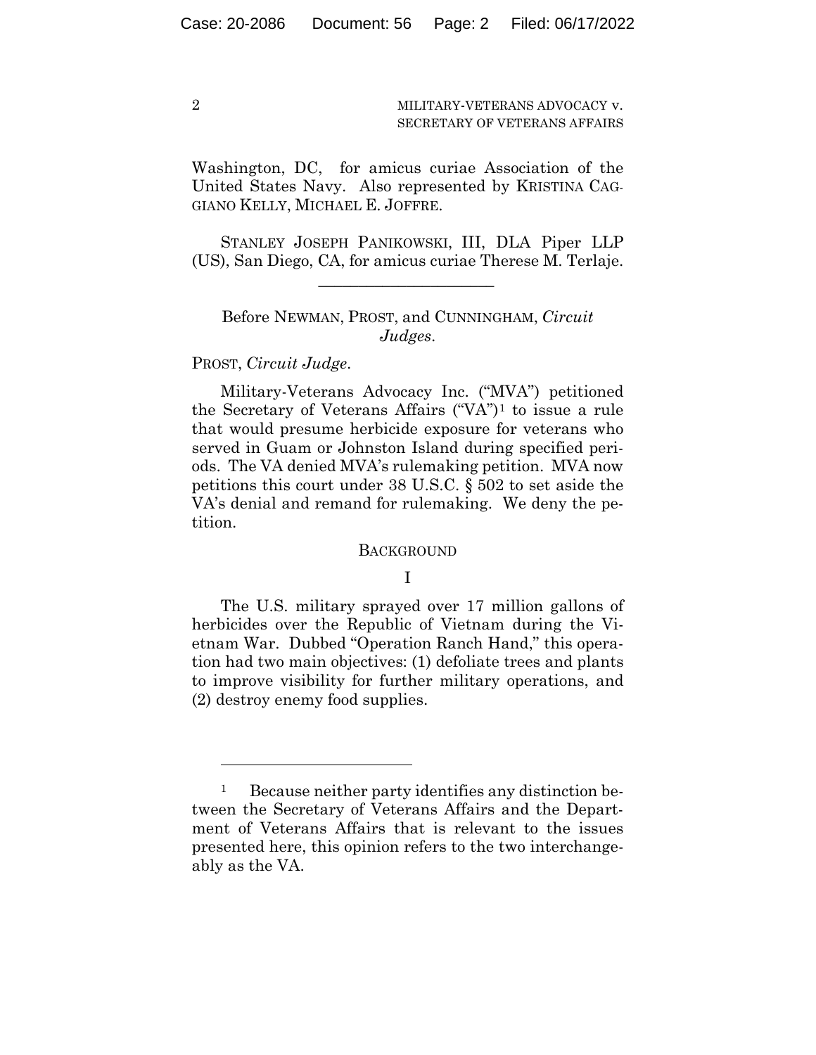Washington, DC, for amicus curiae Association of the United States Navy. Also represented by KRISTINA CAGGIANO KELLY, MICHAEL E. JOFFRE.

STANLEY JOSEPH PANIKOWSKI, III, DLA Piper LLP (US), San Diego, CA, for amicus curiae Therese M. Terlaje.

---

Before NEWMAN, PROST, and CUNNINGHAM, *Circuit Judges*.

PROST, *Circuit Judge*.

Military-Veterans Advocacy Inc. ("MVA") petitioned the Secretary of Veterans Affairs ("VA")[1] to issue a rule that would presume herbicide exposure for veterans who served in Guam or Johnston Island during specified periods. The VA denied MVA's rulemaking petition. MVA now petitions this court under 38 U.S.C. § 502 to set aside the VA's denial and remand for rulemaking. We deny the petition.

## BACKGROUND

### I

The U.S. military sprayed over 17 million gallons of herbicides over the Republic of Vietnam during the Vietnam War. Dubbed "Operation Ranch Hand," this operation had two main objectives: (1) defoliate trees and plants to improve visibility for further military operations, and (2) destroy enemy food supplies.

---

[1] Because neither party identifies any distinction between the Secretary of Veterans Affairs and the Department of Veterans Affairs that is relevant to the issues presented here, this opinion refers to the two interchangeably as the VA.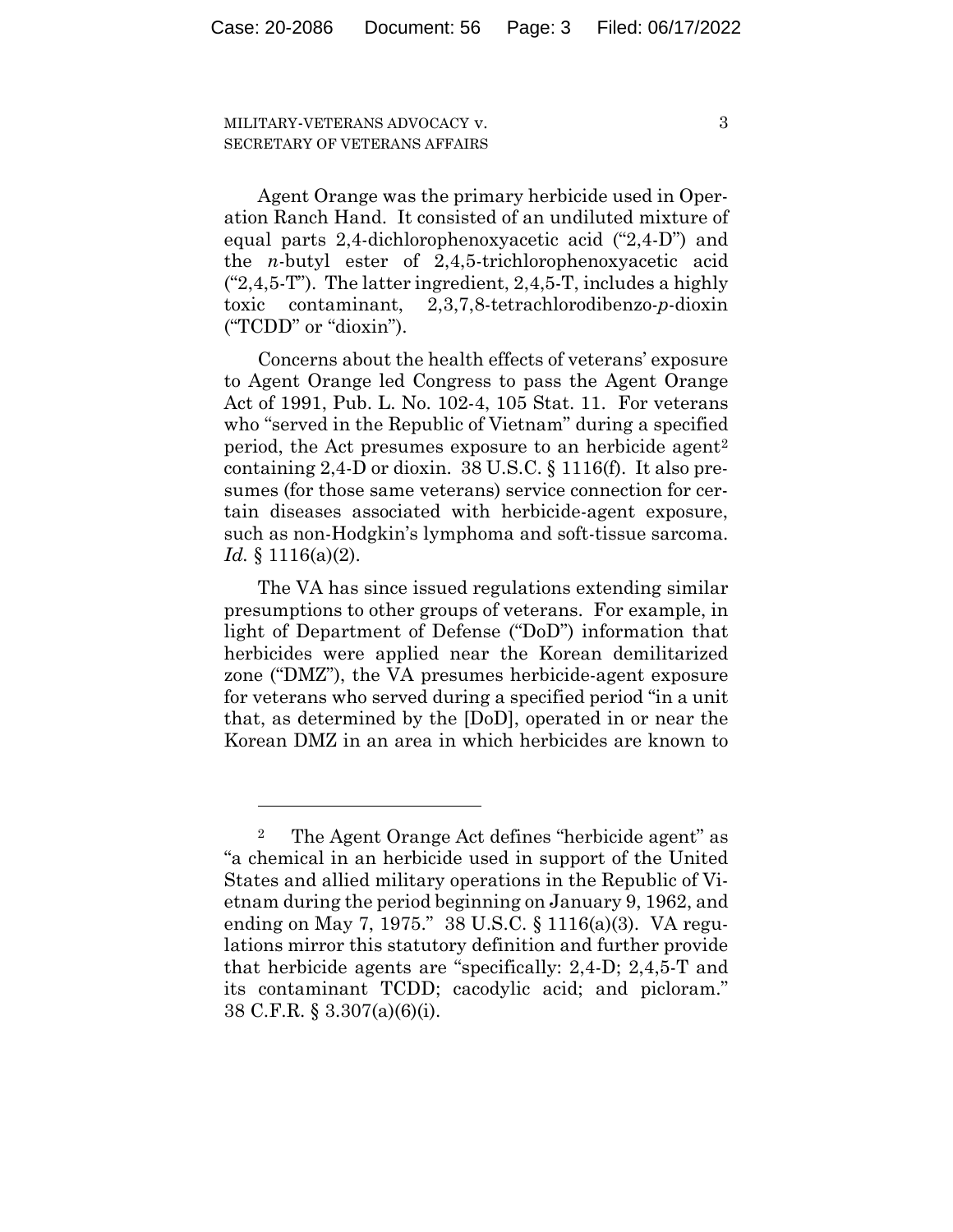Agent Orange was the primary herbicide used in Operation Ranch Hand. It consisted of an undiluted mixture of equal parts 2,4-dichlorophenoxyacetic acid ("2,4-D") and the *n*-butyl ester of 2,4,5-trichlorophenoxyacetic acid ("2,4,5-T"). The latter ingredient, 2,4,5-T, includes a highly toxic contaminant, 2,3,7,8-tetrachlorodibenzo-*p*-dioxin ("TCDD" or "dioxin").

Concerns about the health effects of veterans' exposure to Agent Orange led Congress to pass the Agent Orange Act of 1991, Pub. L. No. 102-4, 105 Stat. 11. For veterans who "served in the Republic of Vietnam" during a specified period, the Act presumes exposure to an herbicide agent[2] containing 2,4-D or dioxin. 38 U.S.C. § 1116(f). It also presumes (for those same veterans) service connection for certain diseases associated with herbicide-agent exposure, such as non-Hodgkin's lymphoma and soft-tissue sarcoma. *Id.* § 1116(a)(2).

The VA has since issued regulations extending similar presumptions to other groups of veterans. For example, in light of Department of Defense ("DoD") information that herbicides were applied near the Korean demilitarized zone ("DMZ"), the VA presumes herbicide-agent exposure for veterans who served during a specified period "in a unit that, as determined by the [DoD], operated in or near the Korean DMZ in an area in which herbicides are known to

---

[2] The Agent Orange Act defines "herbicide agent" as "a chemical in an herbicide used in support of the United States and allied military operations in the Republic of Vietnam during the period beginning on January 9, 1962, and ending on May 7, 1975." 38 U.S.C. § 1116(a)(3). VA regulations mirror this statutory definition and further provide that herbicide agents are "specifically: 2,4-D; 2,4,5-T and its contaminant TCDD; cacodylic acid; and picloram." 38 C.F.R. § 3.307(a)(6)(i).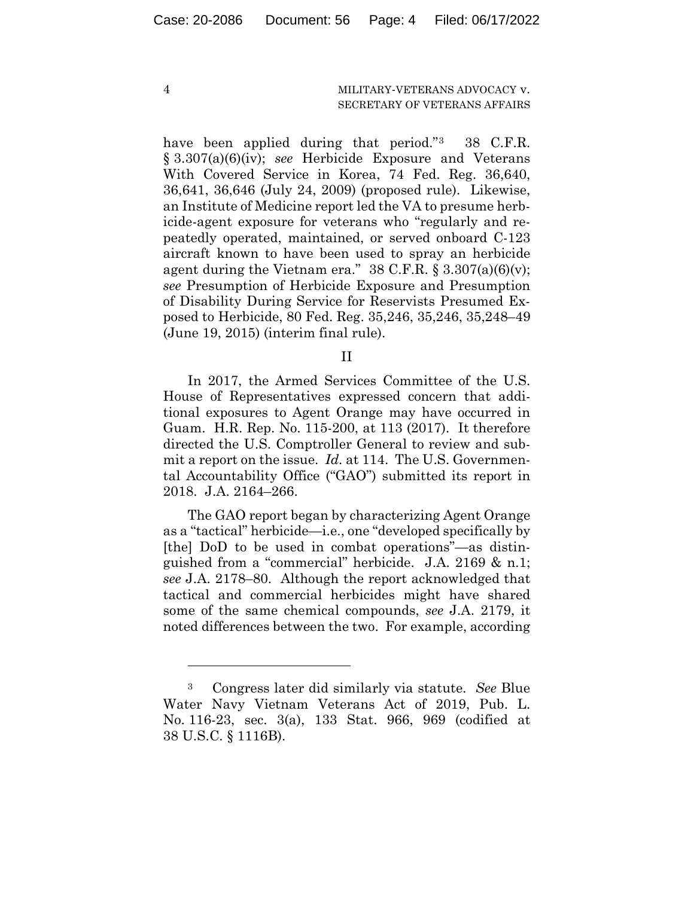have been applied during that period."[3] 38 C.F.R. § 3.307(a)(6)(iv); *see* Herbicide Exposure and Veterans With Covered Service in Korea, 74 Fed. Reg. 36,640, 36,641, 36,646 (July 24, 2009) (proposed rule). Likewise, an Institute of Medicine report led the VA to presume herbicide-agent exposure for veterans who "regularly and repeatedly operated, maintained, or served onboard C-123 aircraft known to have been used to spray an herbicide agent during the Vietnam era." 38 C.F.R. § 3.307(a)(6)(v); *see* Presumption of Herbicide Exposure and Presumption of Disability During Service for Reservists Presumed Exposed to Herbicide, 80 Fed. Reg. 35,246, 35,246, 35,248–49 (June 19, 2015) (interim final rule).

## II

In 2017, the Armed Services Committee of the U.S. House of Representatives expressed concern that additional exposures to Agent Orange may have occurred in Guam. H.R. Rep. No. 115-200, at 113 (2017). It therefore directed the U.S. Comptroller General to review and submit a report on the issue. *Id.* at 114. The U.S. Governmental Accountability Office ("GAO") submitted its report in 2018. J.A. 2164–266.

The GAO report began by characterizing Agent Orange as a "tactical" herbicide—i.e., one "developed specifically by [the] DoD to be used in combat operations"—as distinguished from a "commercial" herbicide. J.A. 2169 & n.1; *see* J.A. 2178–80. Although the report acknowledged that tactical and commercial herbicides might have shared some of the same chemical compounds, *see* J.A. 2179, it noted differences between the two. For example, according

---

[3] Congress later did similarly via statute. *See* Blue Water Navy Vietnam Veterans Act of 2019, Pub. L. No. 116-23, sec. 3(a), 133 Stat. 966, 969 (codified at 38 U.S.C. § 1116B).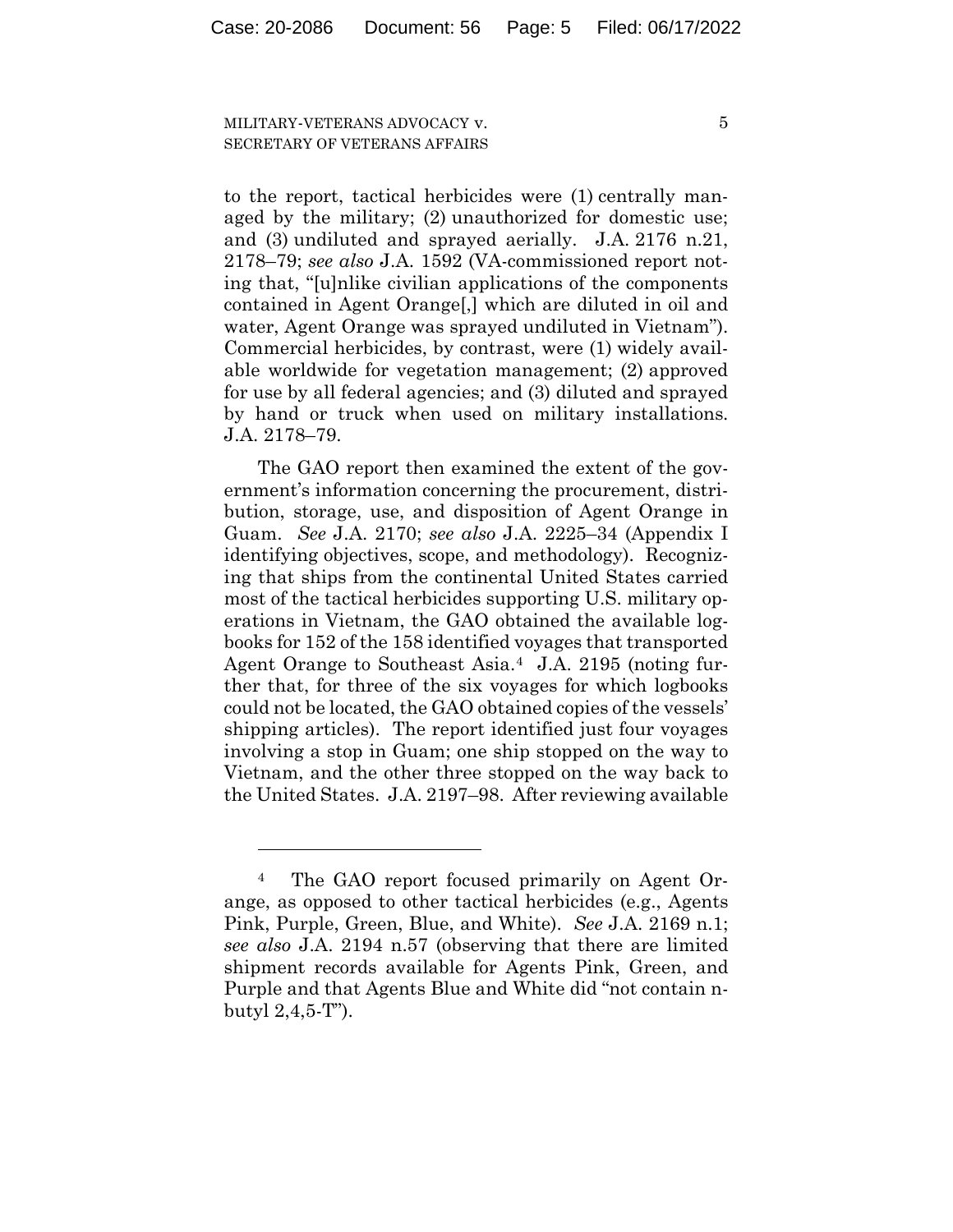to the report, tactical herbicides were (1) centrally managed by the military; (2) unauthorized for domestic use; and (3) undiluted and sprayed aerially. J.A. 2176 n.21, 2178–79; *see also* J.A. 1592 (VA-commissioned report noting that, "[u]nlike civilian applications of the components contained in Agent Orange[,] which are diluted in oil and water, Agent Orange was sprayed undiluted in Vietnam"). Commercial herbicides, by contrast, were (1) widely available worldwide for vegetation management; (2) approved for use by all federal agencies; and (3) diluted and sprayed by hand or truck when used on military installations. J.A. 2178–79.

The GAO report then examined the extent of the government's information concerning the procurement, distribution, storage, use, and disposition of Agent Orange in Guam. *See* J.A. 2170; *see also* J.A. 2225–34 (Appendix I identifying objectives, scope, and methodology). Recognizing that ships from the continental United States carried most of the tactical herbicides supporting U.S. military operations in Vietnam, the GAO obtained the available logbooks for 152 of the 158 identified voyages that transported Agent Orange to Southeast Asia.[4] J.A. 2195 (noting further that, for three of the six voyages for which logbooks could not be located, the GAO obtained copies of the vessels' shipping articles). The report identified just four voyages involving a stop in Guam; one ship stopped on the way to Vietnam, and the other three stopped on the way back to the United States. J.A. 2197–98. After reviewing available

---

[4] The GAO report focused primarily on Agent Orange, as opposed to other tactical herbicides (e.g., Agents Pink, Purple, Green, Blue, and White). *See* J.A. 2169 n.1; *see also* J.A. 2194 n.57 (observing that there are limited shipment records available for Agents Pink, Green, and Purple and that Agents Blue and White did "not contain n-butyl 2,4,5-T").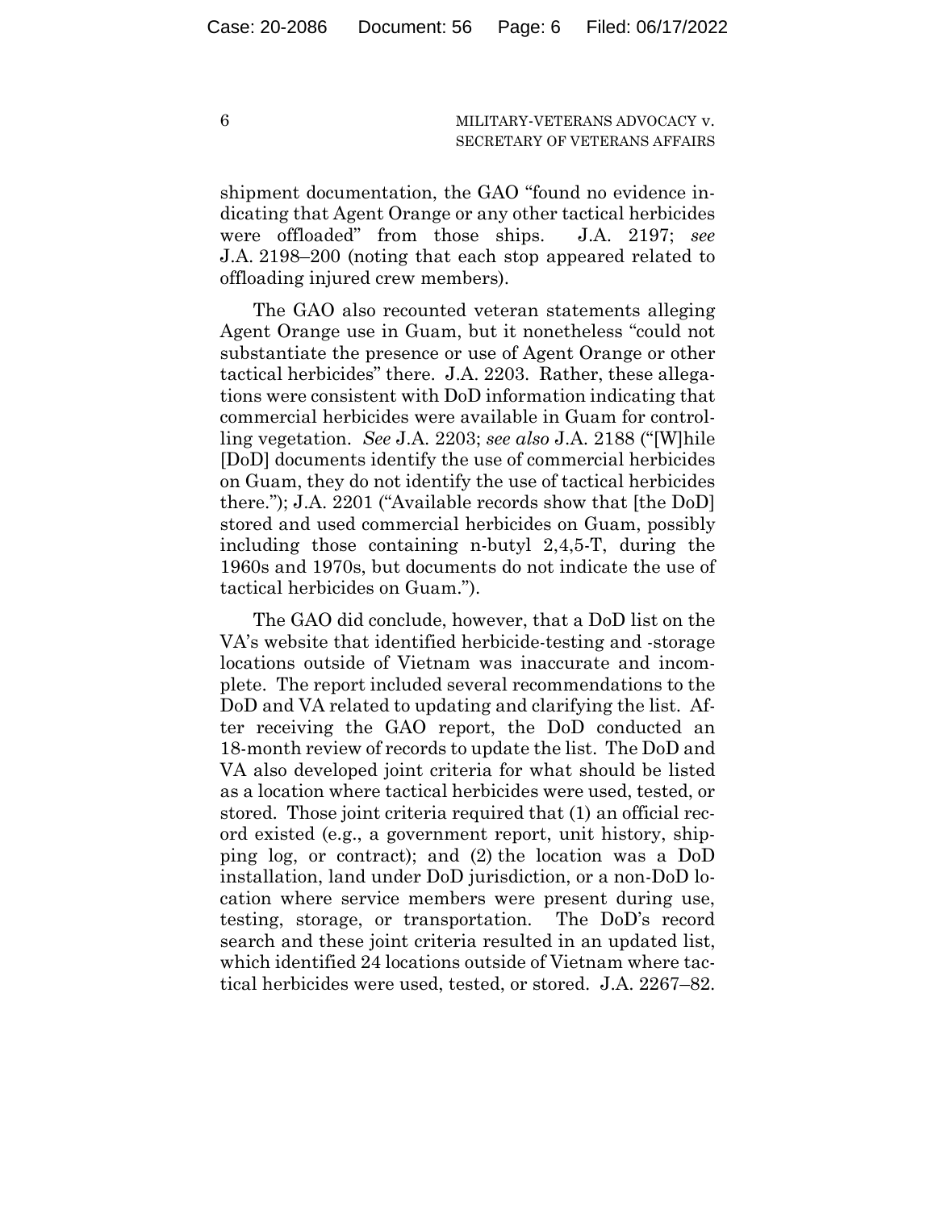shipment documentation, the GAO "found no evidence indicating that Agent Orange or any other tactical herbicides were offloaded" from those ships. J.A. 2197; *see* J.A. 2198–200 (noting that each stop appeared related to offloading injured crew members).

The GAO also recounted veteran statements alleging Agent Orange use in Guam, but it nonetheless "could not substantiate the presence or use of Agent Orange or other tactical herbicides" there. J.A. 2203. Rather, these allegations were consistent with DoD information indicating that commercial herbicides were available in Guam for controlling vegetation. *See* J.A. 2203; *see also* J.A. 2188 ("[W]hile [DoD] documents identify the use of commercial herbicides on Guam, they do not identify the use of tactical herbicides there."); J.A. 2201 ("Available records show that [the DoD] stored and used commercial herbicides on Guam, possibly including those containing n-butyl 2,4,5-T, during the 1960s and 1970s, but documents do not indicate the use of tactical herbicides on Guam.").

The GAO did conclude, however, that a DoD list on the VA's website that identified herbicide-testing and -storage locations outside of Vietnam was inaccurate and incomplete. The report included several recommendations to the DoD and VA related to updating and clarifying the list. After receiving the GAO report, the DoD conducted an 18-month review of records to update the list. The DoD and VA also developed joint criteria for what should be listed as a location where tactical herbicides were used, tested, or stored. Those joint criteria required that (1) an official record existed (e.g., a government report, unit history, shipping log, or contract); and (2) the location was a DoD installation, land under DoD jurisdiction, or a non-DoD location where service members were present during use, testing, storage, or transportation. The DoD's record search and these joint criteria resulted in an updated list, which identified 24 locations outside of Vietnam where tactical herbicides were used, tested, or stored. J.A. 2267–82.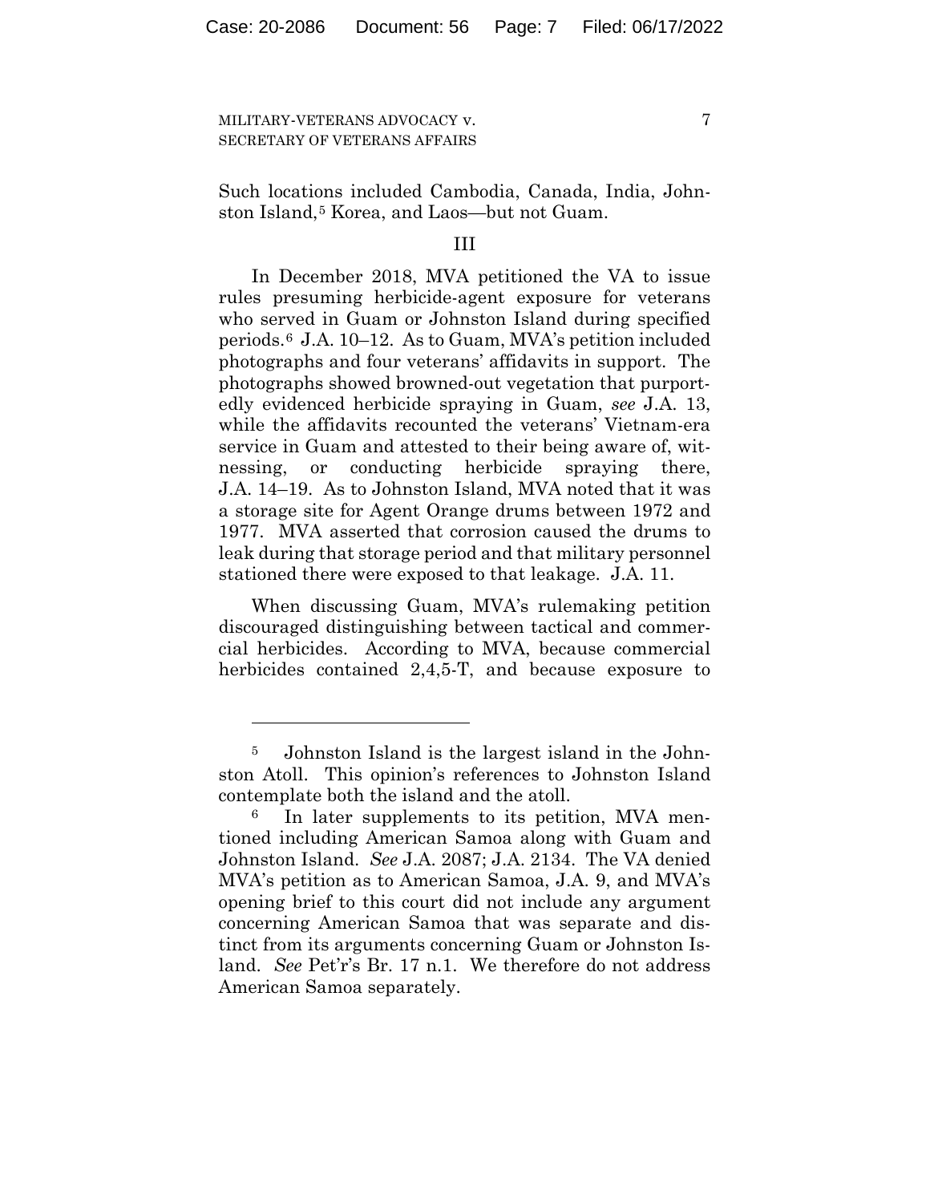Such locations included Cambodia, Canada, India, Johnston Island,[5] Korea, and Laos—but not Guam.

## III

In December 2018, MVA petitioned the VA to issue rules presuming herbicide-agent exposure for veterans who served in Guam or Johnston Island during specified periods.[6] J.A. 10–12. As to Guam, MVA's petition included photographs and four veterans' affidavits in support. The photographs showed browned-out vegetation that purportedly evidenced herbicide spraying in Guam, *see* J.A. 13, while the affidavits recounted the veterans' Vietnam-era service in Guam and attested to their being aware of, witnessing, or conducting herbicide spraying there, J.A. 14–19. As to Johnston Island, MVA noted that it was a storage site for Agent Orange drums between 1972 and 1977. MVA asserted that corrosion caused the drums to leak during that storage period and that military personnel stationed there were exposed to that leakage. J.A. 11.

When discussing Guam, MVA's rulemaking petition discouraged distinguishing between tactical and commercial herbicides. According to MVA, because commercial herbicides contained 2,4,5-T, and because exposure to

---

[5] Johnston Island is the largest island in the Johnston Atoll. This opinion's references to Johnston Island contemplate both the island and the atoll.

[6] In later supplements to its petition, MVA mentioned including American Samoa along with Guam and Johnston Island. *See* J.A. 2087; J.A. 2134. The VA denied MVA's petition as to American Samoa, J.A. 9, and MVA's opening brief to this court did not include any argument concerning American Samoa that was separate and distinct from its arguments concerning Guam or Johnston Island. *See* Pet'r's Br. 17 n.1. We therefore do not address American Samoa separately.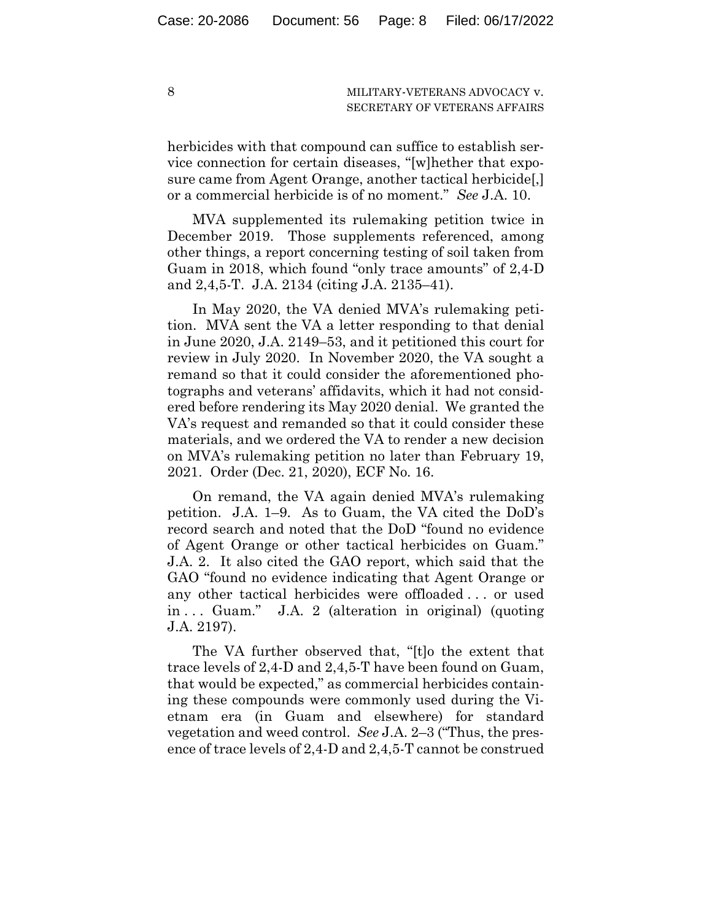herbicides with that compound can suffice to establish service connection for certain diseases, "[w]hether that exposure came from Agent Orange, another tactical herbicide[,] or a commercial herbicide is of no moment." *See* J.A. 10.

MVA supplemented its rulemaking petition twice in December 2019. Those supplements referenced, among other things, a report concerning testing of soil taken from Guam in 2018, which found "only trace amounts" of 2,4-D and 2,4,5-T. J.A. 2134 (citing J.A. 2135–41).

In May 2020, the VA denied MVA's rulemaking petition. MVA sent the VA a letter responding to that denial in June 2020, J.A. 2149–53, and it petitioned this court for review in July 2020. In November 2020, the VA sought a remand so that it could consider the aforementioned photographs and veterans' affidavits, which it had not considered before rendering its May 2020 denial. We granted the VA's request and remanded so that it could consider these materials, and we ordered the VA to render a new decision on MVA's rulemaking petition no later than February 19, 2021. Order (Dec. 21, 2020), ECF No. 16.

On remand, the VA again denied MVA's rulemaking petition. J.A. 1–9. As to Guam, the VA cited the DoD's record search and noted that the DoD "found no evidence of Agent Orange or other tactical herbicides on Guam." J.A. 2. It also cited the GAO report, which said that the GAO "found no evidence indicating that Agent Orange or any other tactical herbicides were offloaded . . . or used in . . . Guam." J.A. 2 (alteration in original) (quoting J.A. 2197).

The VA further observed that, "[t]o the extent that trace levels of 2,4-D and 2,4,5-T have been found on Guam, that would be expected," as commercial herbicides containing these compounds were commonly used during the Vietnam era (in Guam and elsewhere) for standard vegetation and weed control. *See* J.A. 2–3 ("Thus, the presence of trace levels of 2,4-D and 2,4,5-T cannot be construed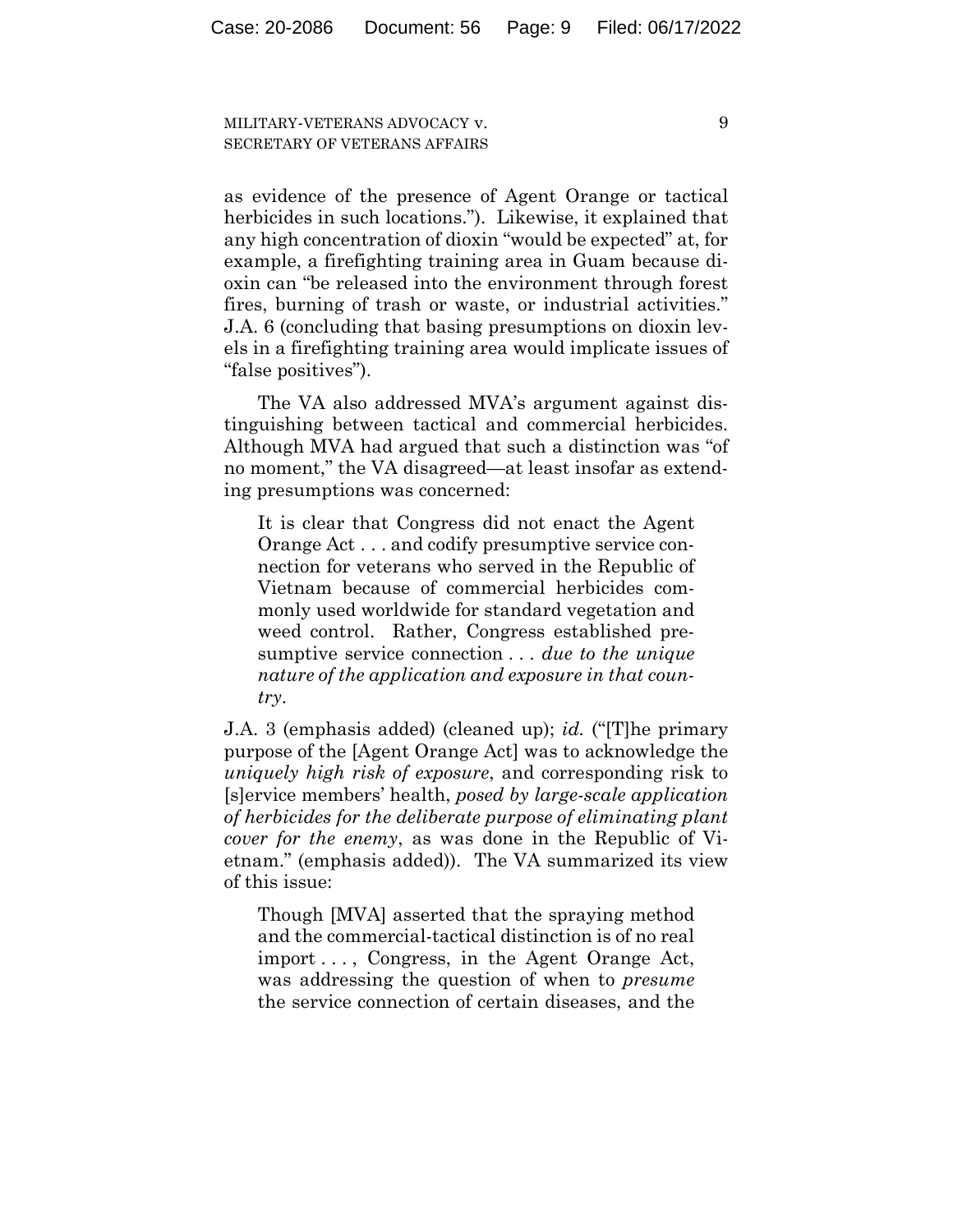as evidence of the presence of Agent Orange or tactical herbicides in such locations."). Likewise, it explained that any high concentration of dioxin "would be expected" at, for example, a firefighting training area in Guam because dioxin can "be released into the environment through forest fires, burning of trash or waste, or industrial activities." J.A. 6 (concluding that basing presumptions on dioxin levels in a firefighting training area would implicate issues of "false positives").

The VA also addressed MVA's argument against distinguishing between tactical and commercial herbicides. Although MVA had argued that such a distinction was "of no moment," the VA disagreed—at least insofar as extending presumptions was concerned:

> It is clear that Congress did not enact the Agent Orange Act . . . and codify presumptive service connection for veterans who served in the Republic of Vietnam because of commercial herbicides commonly used worldwide for standard vegetation and weed control. Rather, Congress established presumptive service connection . . . *due to the unique nature of the application and exposure in that country*.

J.A. 3 (emphasis added) (cleaned up); *id.* ("[T]he primary purpose of the [Agent Orange Act] was to acknowledge the *uniquely high risk of exposure*, and corresponding risk to [s]ervice members' health, *posed by large-scale application of herbicides for the deliberate purpose of eliminating plant cover for the enemy*, as was done in the Republic of Vietnam." (emphasis added)). The VA summarized its view of this issue:

> Though [MVA] asserted that the spraying method and the commercial-tactical distinction is of no real import . . . , Congress, in the Agent Orange Act, was addressing the question of when to *presume* the service connection of certain diseases, and the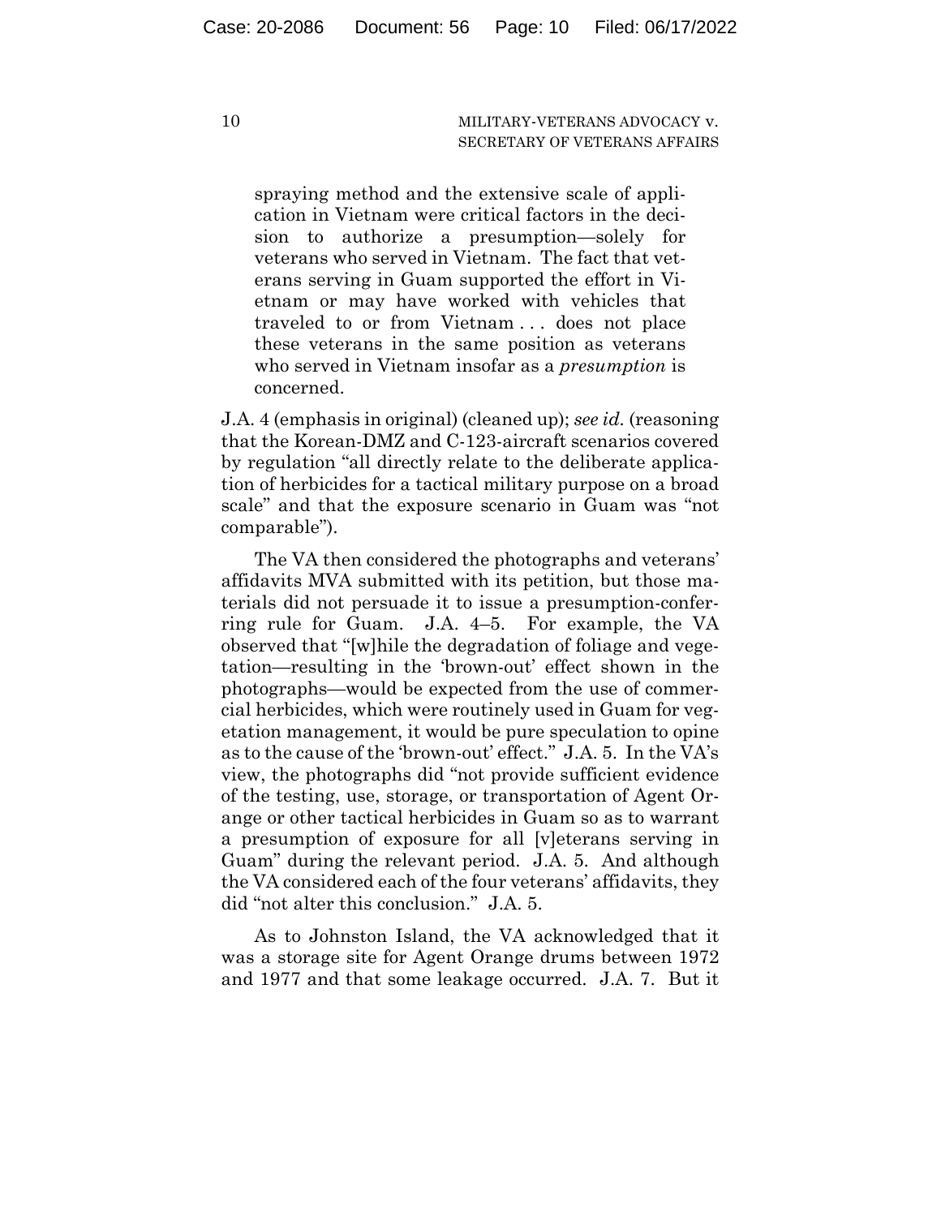> spraying method and the extensive scale of application in Vietnam were critical factors in the decision to authorize a presumption—solely for veterans who served in Vietnam. The fact that veterans serving in Guam supported the effort in Vietnam or may have worked with vehicles that traveled to or from Vietnam . . . does not place these veterans in the same position as veterans who served in Vietnam insofar as a *presumption* is concerned.

J.A. 4 (emphasis in original) (cleaned up); *see id.* (reasoning that the Korean-DMZ and C-123-aircraft scenarios covered by regulation "all directly relate to the deliberate application of herbicides for a tactical military purpose on a broad scale" and that the exposure scenario in Guam was "not comparable").

The VA then considered the photographs and veterans' affidavits MVA submitted with its petition, but those materials did not persuade it to issue a presumption-conferring rule for Guam. J.A. 4–5. For example, the VA observed that "[w]hile the degradation of foliage and vegetation—resulting in the 'brown-out' effect shown in the photographs—would be expected from the use of commercial herbicides, which were routinely used in Guam for vegetation management, it would be pure speculation to opine as to the cause of the 'brown-out' effect." J.A. 5. In the VA's view, the photographs did "not provide sufficient evidence of the testing, use, storage, or transportation of Agent Orange or other tactical herbicides in Guam so as to warrant a presumption of exposure for all [v]eterans serving in Guam" during the relevant period. J.A. 5. And although the VA considered each of the four veterans' affidavits, they did "not alter this conclusion." J.A. 5.

As to Johnston Island, the VA acknowledged that it was a storage site for Agent Orange drums between 1972 and 1977 and that some leakage occurred. J.A. 7. But it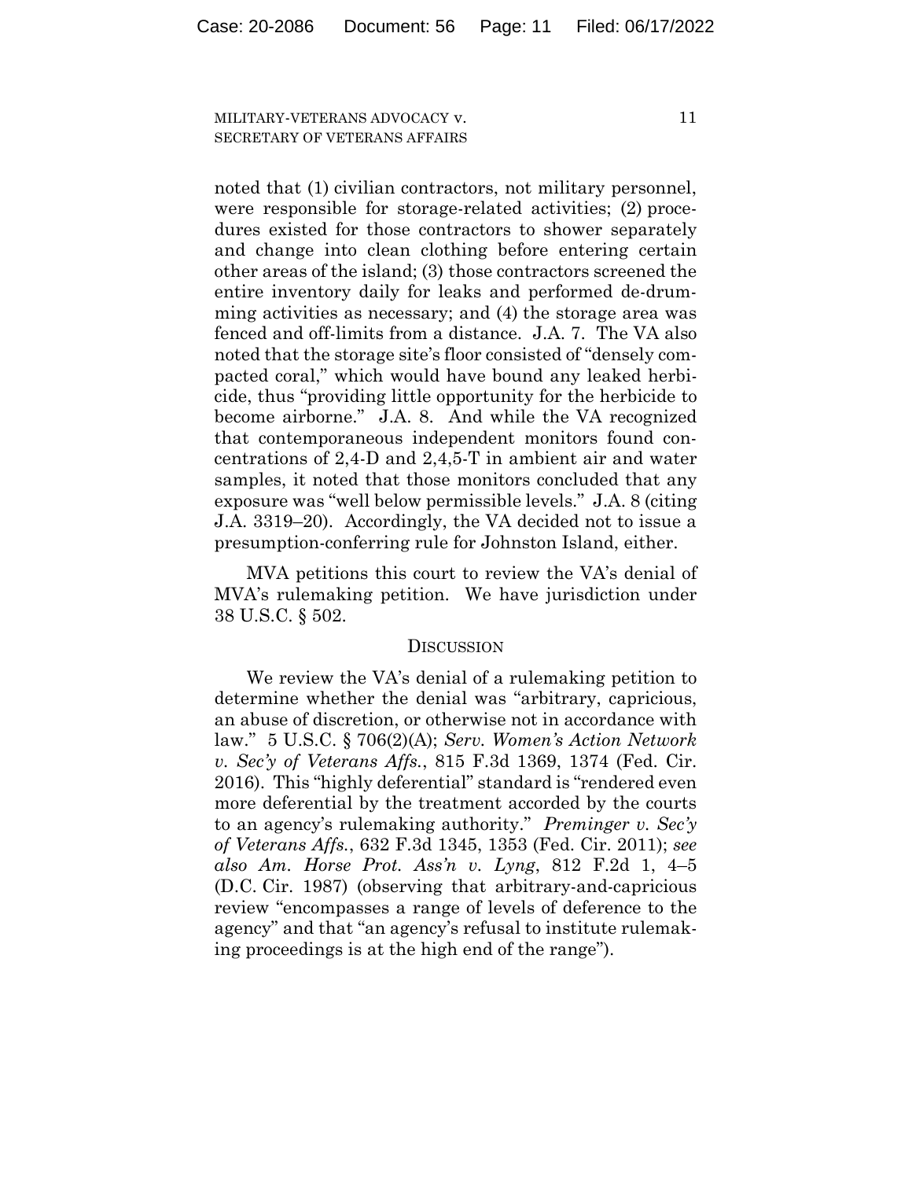noted that (1) civilian contractors, not military personnel, were responsible for storage-related activities; (2) procedures existed for those contractors to shower separately and change into clean clothing before entering certain other areas of the island; (3) those contractors screened the entire inventory daily for leaks and performed de-drumming activities as necessary; and (4) the storage area was fenced and off-limits from a distance. J.A. 7. The VA also noted that the storage site's floor consisted of "densely compacted coral," which would have bound any leaked herbicide, thus "providing little opportunity for the herbicide to become airborne." J.A. 8. And while the VA recognized that contemporaneous independent monitors found concentrations of 2,4-D and 2,4,5-T in ambient air and water samples, it noted that those monitors concluded that any exposure was "well below permissible levels." J.A. 8 (citing J.A. 3319–20). Accordingly, the VA decided not to issue a presumption-conferring rule for Johnston Island, either.

MVA petitions this court to review the VA's denial of MVA's rulemaking petition. We have jurisdiction under 38 U.S.C. § 502.

## Discussion

We review the VA's denial of a rulemaking petition to determine whether the denial was "arbitrary, capricious, an abuse of discretion, or otherwise not in accordance with law." 5 U.S.C. § 706(2)(A); *Serv. Women's Action Network v. Sec'y of Veterans Affs.*, 815 F.3d 1369, 1374 (Fed. Cir. 2016). This "highly deferential" standard is "rendered even more deferential by the treatment accorded by the courts to an agency's rulemaking authority." *Preminger v. Sec'y of Veterans Affs.*, 632 F.3d 1345, 1353 (Fed. Cir. 2011); *see also Am. Horse Prot. Ass'n v. Lyng*, 812 F.2d 1, 4–5 (D.C. Cir. 1987) (observing that arbitrary-and-capricious review "encompasses a range of levels of deference to the agency" and that "an agency's refusal to institute rulemaking proceedings is at the high end of the range").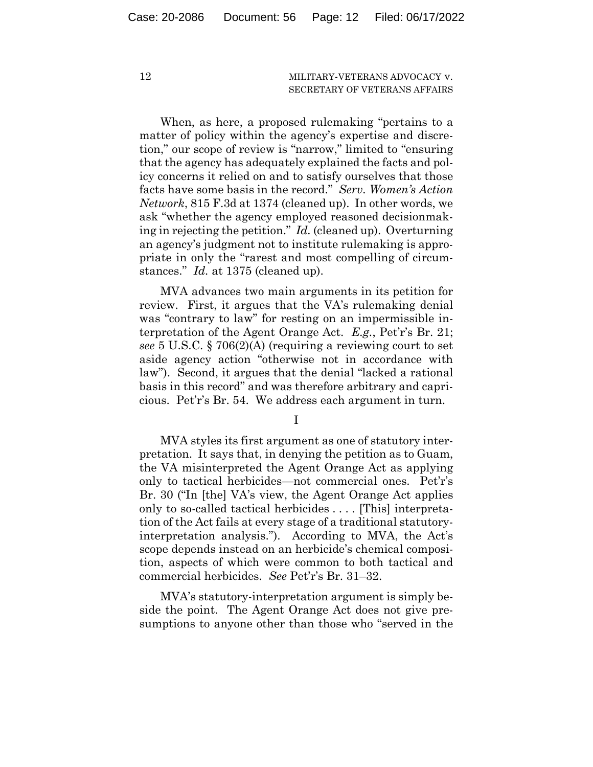When, as here, a proposed rulemaking "pertains to a matter of policy within the agency's expertise and discretion," our scope of review is "narrow," limited to "ensuring that the agency has adequately explained the facts and policy concerns it relied on and to satisfy ourselves that those facts have some basis in the record." *Serv. Women's Action Network*, 815 F.3d at 1374 (cleaned up). In other words, we ask "whether the agency employed reasoned decisionmaking in rejecting the petition." *Id.* (cleaned up). Overturning an agency's judgment not to institute rulemaking is appropriate in only the "rarest and most compelling of circumstances." *Id.* at 1375 (cleaned up).

MVA advances two main arguments in its petition for review. First, it argues that the VA's rulemaking denial was "contrary to law" for resting on an impermissible interpretation of the Agent Orange Act. *E.g.*, Pet'r's Br. 21; *see* 5 U.S.C. § 706(2)(A) (requiring a reviewing court to set aside agency action "otherwise not in accordance with law"). Second, it argues that the denial "lacked a rational basis in this record" and was therefore arbitrary and capricious. Pet'r's Br. 54. We address each argument in turn.

## I

MVA styles its first argument as one of statutory interpretation. It says that, in denying the petition as to Guam, the VA misinterpreted the Agent Orange Act as applying only to tactical herbicides—not commercial ones. Pet'r's Br. 30 ("In [the] VA's view, the Agent Orange Act applies only to so-called tactical herbicides . . . . [This] interpretation of the Act fails at every stage of a traditional statutory-interpretation analysis."). According to MVA, the Act's scope depends instead on an herbicide's chemical composition, aspects of which were common to both tactical and commercial herbicides. *See* Pet'r's Br. 31–32.

MVA's statutory-interpretation argument is simply beside the point. The Agent Orange Act does not give presumptions to anyone other than those who "served in the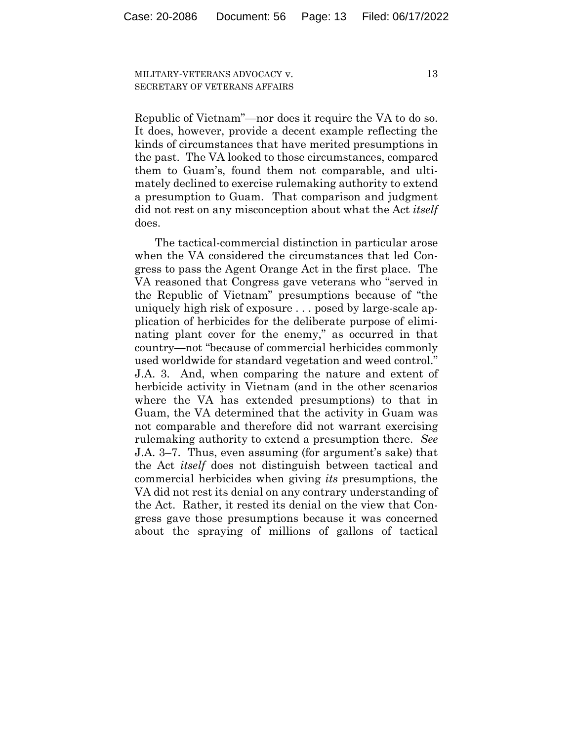Republic of Vietnam"—nor does it require the VA to do so. It does, however, provide a decent example reflecting the kinds of circumstances that have merited presumptions in the past. The VA looked to those circumstances, compared them to Guam's, found them not comparable, and ultimately declined to exercise rulemaking authority to extend a presumption to Guam. That comparison and judgment did not rest on any misconception about what the Act *itself* does.

The tactical-commercial distinction in particular arose when the VA considered the circumstances that led Congress to pass the Agent Orange Act in the first place. The VA reasoned that Congress gave veterans who "served in the Republic of Vietnam" presumptions because of "the uniquely high risk of exposure . . . posed by large-scale application of herbicides for the deliberate purpose of eliminating plant cover for the enemy," as occurred in that country—not "because of commercial herbicides commonly used worldwide for standard vegetation and weed control." J.A. 3. And, when comparing the nature and extent of herbicide activity in Vietnam (and in the other scenarios where the VA has extended presumptions) to that in Guam, the VA determined that the activity in Guam was not comparable and therefore did not warrant exercising rulemaking authority to extend a presumption there. *See* J.A. 3–7. Thus, even assuming (for argument's sake) that the Act *itself* does not distinguish between tactical and commercial herbicides when giving *its* presumptions, the VA did not rest its denial on any contrary understanding of the Act. Rather, it rested its denial on the view that Congress gave those presumptions because it was concerned about the spraying of millions of gallons of tactical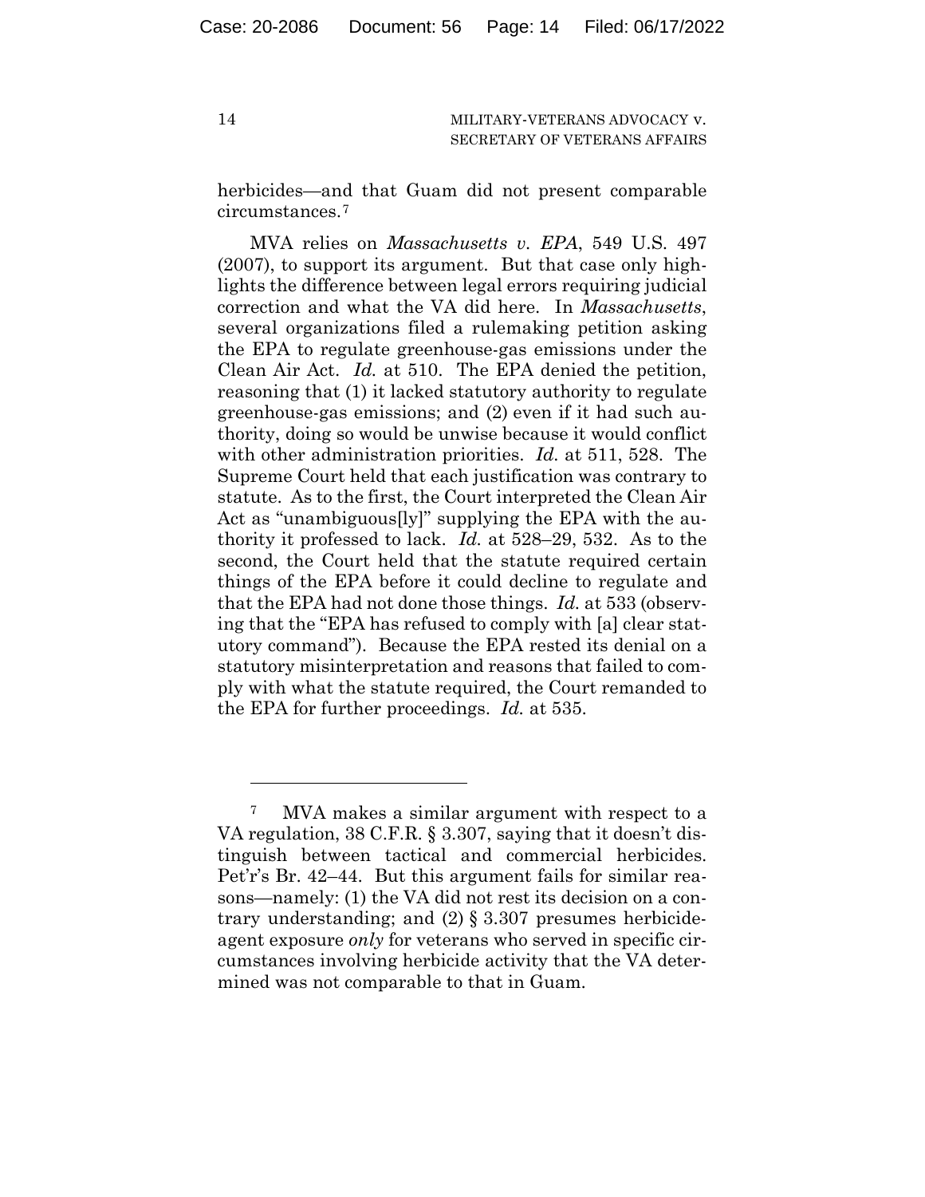herbicides—and that Guam did not present comparable circumstances.[7]

MVA relies on *Massachusetts v. EPA*, 549 U.S. 497 (2007), to support its argument. But that case only highlights the difference between legal errors requiring judicial correction and what the VA did here. In *Massachusetts*, several organizations filed a rulemaking petition asking the EPA to regulate greenhouse-gas emissions under the Clean Air Act. *Id.* at 510. The EPA denied the petition, reasoning that (1) it lacked statutory authority to regulate greenhouse-gas emissions; and (2) even if it had such authority, doing so would be unwise because it would conflict with other administration priorities. *Id.* at 511, 528. The Supreme Court held that each justification was contrary to statute. As to the first, the Court interpreted the Clean Air Act as "unambiguous[ly]" supplying the EPA with the authority it professed to lack. *Id.* at 528–29, 532. As to the second, the Court held that the statute required certain things of the EPA before it could decline to regulate and that the EPA had not done those things. *Id.* at 533 (observing that the "EPA has refused to comply with [a] clear statutory command"). Because the EPA rested its denial on a statutory misinterpretation and reasons that failed to comply with what the statute required, the Court remanded to the EPA for further proceedings. *Id.* at 535.

---

[7] MVA makes a similar argument with respect to a VA regulation, 38 C.F.R. § 3.307, saying that it doesn't distinguish between tactical and commercial herbicides. Pet'r's Br. 42–44. But this argument fails for similar reasons—namely: (1) the VA did not rest its decision on a contrary understanding; and (2) § 3.307 presumes herbicide-agent exposure *only* for veterans who served in specific circumstances involving herbicide activity that the VA determined was not comparable to that in Guam.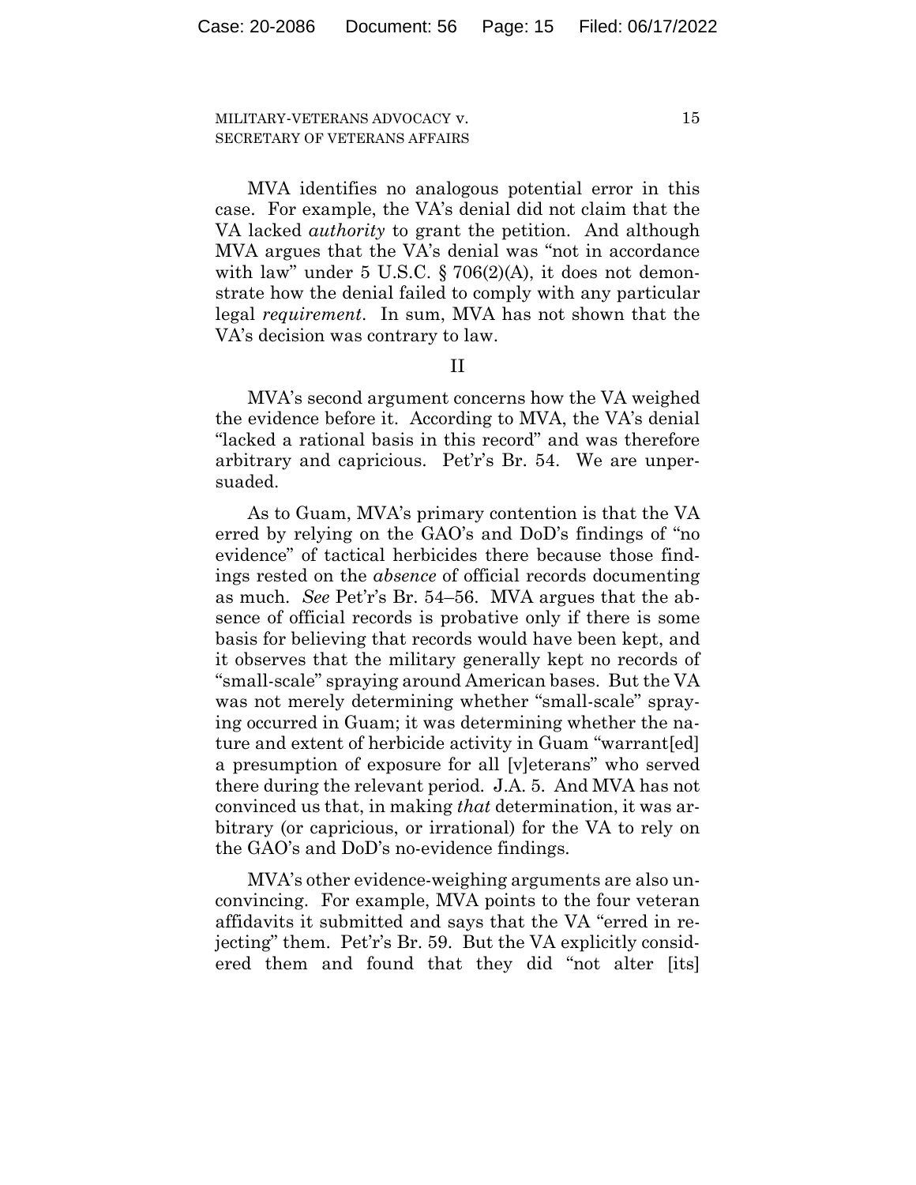MVA identifies no analogous potential error in this case. For example, the VA's denial did not claim that the VA lacked *authority* to grant the petition. And although MVA argues that the VA's denial was "not in accordance with law" under 5 U.S.C. § 706(2)(A), it does not demonstrate how the denial failed to comply with any particular legal *requirement*. In sum, MVA has not shown that the VA's decision was contrary to law.

## II

MVA's second argument concerns how the VA weighed the evidence before it. According to MVA, the VA's denial "lacked a rational basis in this record" and was therefore arbitrary and capricious. Pet'r's Br. 54. We are unpersuaded.

As to Guam, MVA's primary contention is that the VA erred by relying on the GAO's and DoD's findings of "no evidence" of tactical herbicides there because those findings rested on the *absence* of official records documenting as much. *See* Pet'r's Br. 54–56. MVA argues that the absence of official records is probative only if there is some basis for believing that records would have been kept, and it observes that the military generally kept no records of "small-scale" spraying around American bases. But the VA was not merely determining whether "small-scale" spraying occurred in Guam; it was determining whether the nature and extent of herbicide activity in Guam "warrant[ed] a presumption of exposure for all [v]eterans" who served there during the relevant period. J.A. 5. And MVA has not convinced us that, in making *that* determination, it was arbitrary (or capricious, or irrational) for the VA to rely on the GAO's and DoD's no-evidence findings.

MVA's other evidence-weighing arguments are also unconvincing. For example, MVA points to the four veteran affidavits it submitted and says that the VA "erred in rejecting" them. Pet'r's Br. 59. But the VA explicitly considered them and found that they did "not alter [its]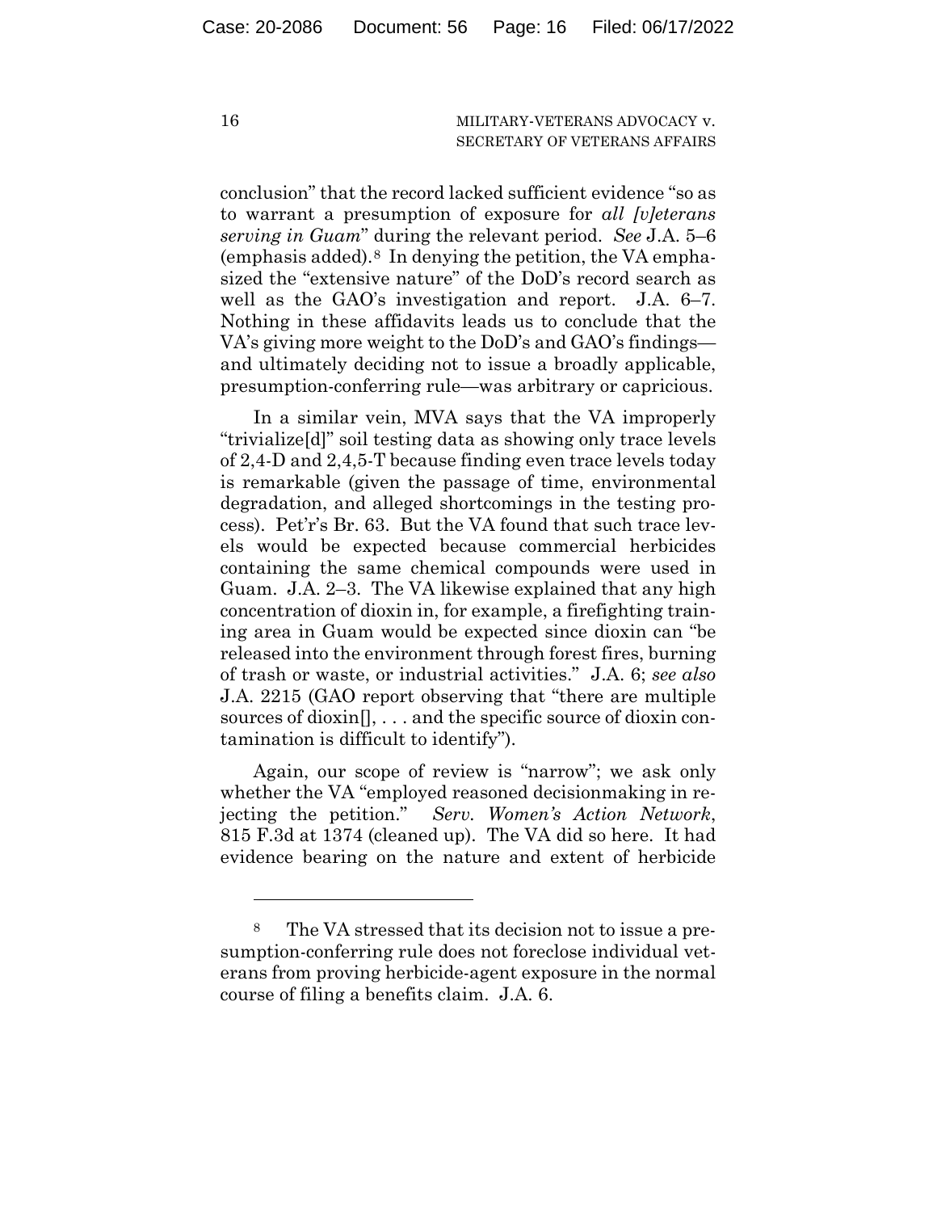conclusion" that the record lacked sufficient evidence "so as to warrant a presumption of exposure for *all [v]eterans serving in Guam*" during the relevant period. *See* J.A. 5–6 (emphasis added).[8] In denying the petition, the VA emphasized the "extensive nature" of the DoD's record search as well as the GAO's investigation and report. J.A. 6–7. Nothing in these affidavits leads us to conclude that the VA's giving more weight to the DoD's and GAO's findings—and ultimately deciding not to issue a broadly applicable, presumption-conferring rule—was arbitrary or capricious.

In a similar vein, MVA says that the VA improperly "trivialize[d]" soil testing data as showing only trace levels of 2,4-D and 2,4,5-T because finding even trace levels today is remarkable (given the passage of time, environmental degradation, and alleged shortcomings in the testing process). Pet'r's Br. 63. But the VA found that such trace levels would be expected because commercial herbicides containing the same chemical compounds were used in Guam. J.A. 2–3. The VA likewise explained that any high concentration of dioxin in, for example, a firefighting training area in Guam would be expected since dioxin can "be released into the environment through forest fires, burning of trash or waste, or industrial activities." J.A. 6; *see also* J.A. 2215 (GAO report observing that "there are multiple sources of dioxin[], . . . and the specific source of dioxin contamination is difficult to identify").

Again, our scope of review is "narrow"; we ask only whether the VA "employed reasoned decisionmaking in rejecting the petition." *Serv. Women's Action Network*, 815 F.3d at 1374 (cleaned up). The VA did so here. It had evidence bearing on the nature and extent of herbicide

---

[8] The VA stressed that its decision not to issue a presumption-conferring rule does not foreclose individual veterans from proving herbicide-agent exposure in the normal course of filing a benefits claim. J.A. 6.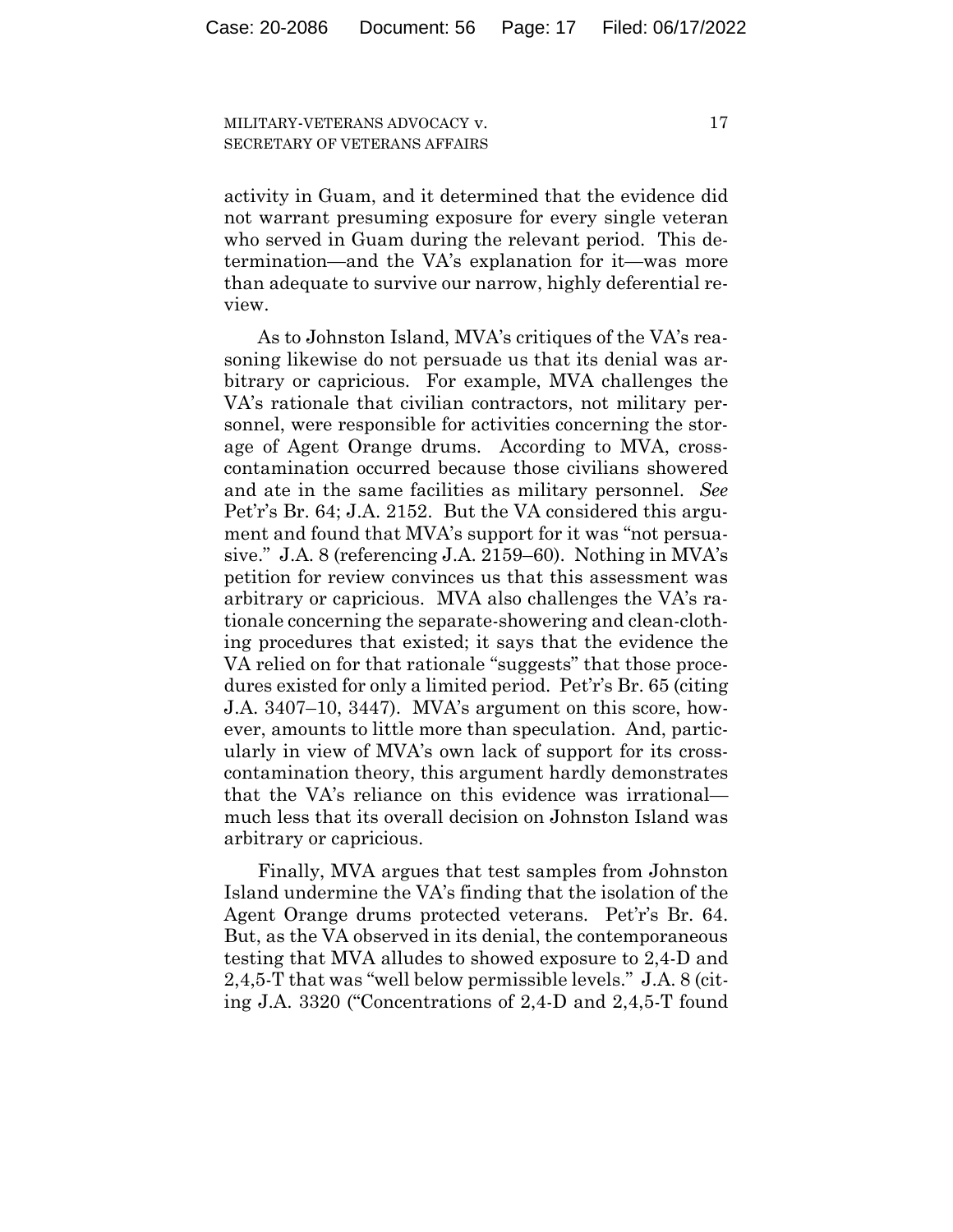activity in Guam, and it determined that the evidence did not warrant presuming exposure for every single veteran who served in Guam during the relevant period. This determination—and the VA's explanation for it—was more than adequate to survive our narrow, highly deferential review.

As to Johnston Island, MVA's critiques of the VA's reasoning likewise do not persuade us that its denial was arbitrary or capricious. For example, MVA challenges the VA's rationale that civilian contractors, not military personnel, were responsible for activities concerning the storage of Agent Orange drums. According to MVA, cross-contamination occurred because those civilians showered and ate in the same facilities as military personnel. *See* Pet'r's Br. 64; J.A. 2152. But the VA considered this argument and found that MVA's support for it was "not persuasive." J.A. 8 (referencing J.A. 2159–60). Nothing in MVA's petition for review convinces us that this assessment was arbitrary or capricious. MVA also challenges the VA's rationale concerning the separate-showering and clean-clothing procedures that existed; it says that the evidence the VA relied on for that rationale "suggests" that those procedures existed for only a limited period. Pet'r's Br. 65 (citing J.A. 3407–10, 3447). MVA's argument on this score, however, amounts to little more than speculation. And, particularly in view of MVA's own lack of support for its cross-contamination theory, this argument hardly demonstrates that the VA's reliance on this evidence was irrational—much less that its overall decision on Johnston Island was arbitrary or capricious.

Finally, MVA argues that test samples from Johnston Island undermine the VA's finding that the isolation of the Agent Orange drums protected veterans. Pet'r's Br. 64. But, as the VA observed in its denial, the contemporaneous testing that MVA alludes to showed exposure to 2,4-D and 2,4,5-T that was "well below permissible levels." J.A. 8 (citing J.A. 3320 ("Concentrations of 2,4-D and 2,4,5-T found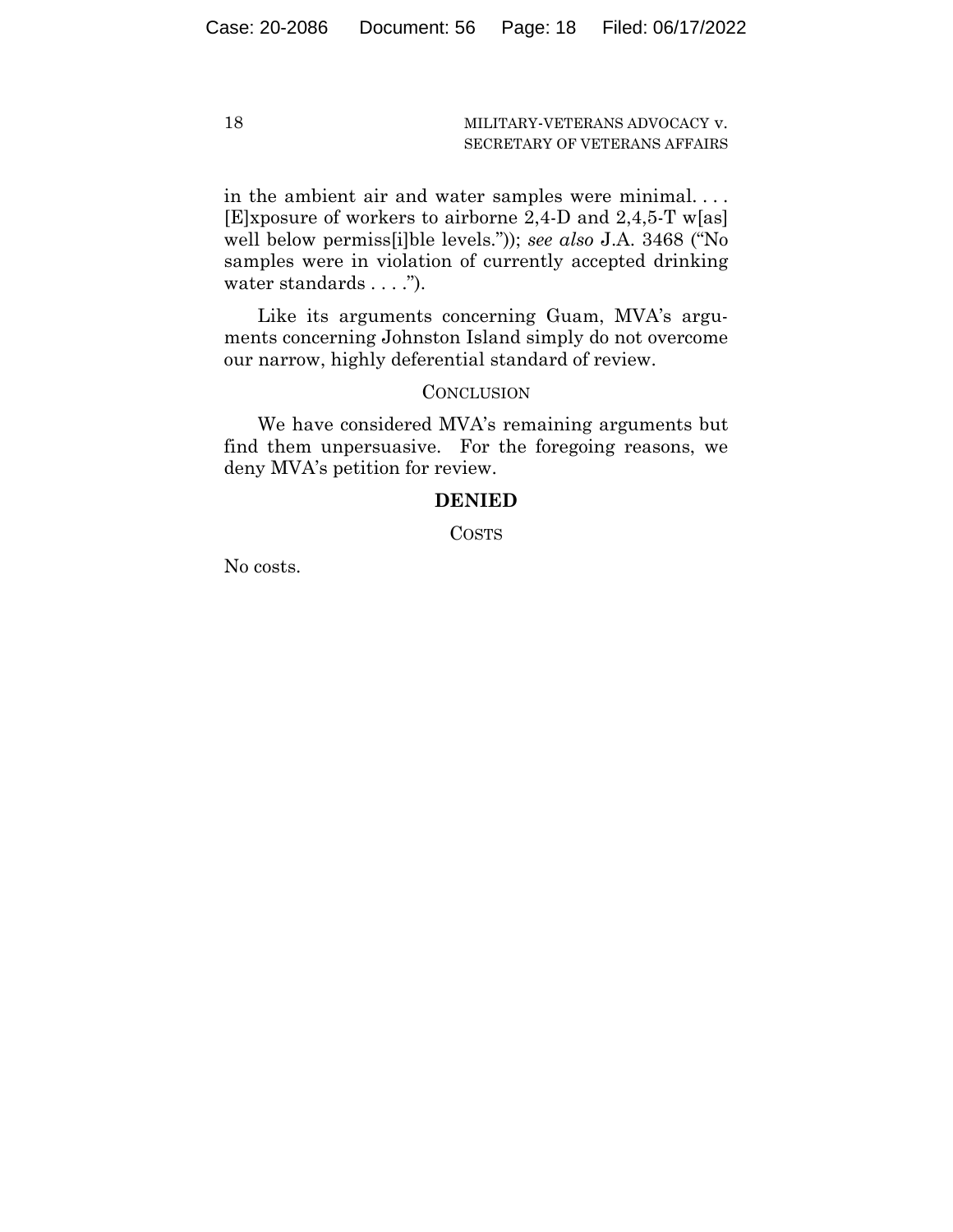in the ambient air and water samples were minimal. . . . [E]xposure of workers to airborne 2,4-D and 2,4,5-T w[as] well below permiss[i]ble levels.")); *see also* J.A. 3468 ("No samples were in violation of currently accepted drinking water standards . . . .").

Like its arguments concerning Guam, MVA's arguments concerning Johnston Island simply do not overcome our narrow, highly deferential standard of review.

## CONCLUSION

We have considered MVA's remaining arguments but find them unpersuasive. For the foregoing reasons, we deny MVA's petition for review.

**DENIED**

COSTS

No costs.